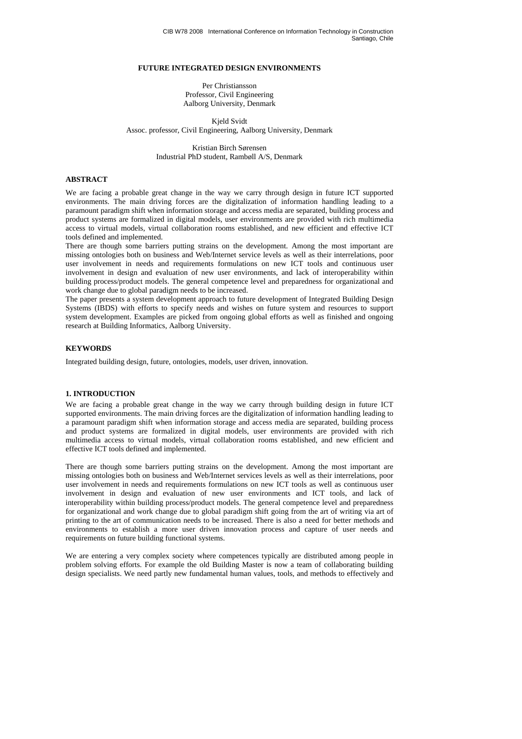# FUTURE INTEGRATED DESIGN ENVIRONMENTS

Per Christiansson
Professor, Civil Engineering
Aalborg University, Denmark

Kjeld Svidt
Assoc. professor, Civil Engineering, Aalborg University, Denmark

Kristian Birch Sørensen
Industrial PhD student, Rambøll A/S, Denmark

## ABSTRACT

We are facing a probable great change in the way we carry through design in future ICT supported environments. The main driving forces are the digitalization of information handling leading to a paramount paradigm shift when information storage and access media are separated, building process and product systems are formalized in digital models, user environments are provided with rich multimedia access to virtual models, virtual collaboration rooms established, and new efficient and effective ICT tools defined and implemented.

There are though some barriers putting strains on the development. Among the most important are missing ontologies both on business and Web/Internet service levels as well as their interrelations, poor user involvement in needs and requirements formulations on new ICT tools and continuous user involvement in design and evaluation of new user environments, and lack of interoperability within building process/product models. The general competence level and preparedness for organizational and work change due to global paradigm needs to be increased.

The paper presents a system development approach to future development of Integrated Building Design Systems (IBDS) with efforts to specify needs and wishes on future system and resources to support system development. Examples are picked from ongoing global efforts as well as finished and ongoing research at Building Informatics, Aalborg University.

## KEYWORDS

Integrated building design, future, ontologies, models, user driven, innovation.

## 1. INTRODUCTION

We are facing a probable great change in the way we carry through building design in future ICT supported environments. The main driving forces are the digitalization of information handling leading to a paramount paradigm shift when information storage and access media are separated, building process and product systems are formalized in digital models, user environments are provided with rich multimedia access to virtual models, virtual collaboration rooms established, and new efficient and effective ICT tools defined and implemented.

There are though some barriers putting strains on the development. Among the most important are missing ontologies both on business and Web/Internet services levels as well as their interrelations, poor user involvement in needs and requirements formulations on new ICT tools as well as continuous user involvement in design and evaluation of new user environments and ICT tools, and lack of interoperability within building process/product models. The general competence level and preparedness for organizational and work change due to global paradigm shift going from the art of writing via art of printing to the art of communication needs to be increased. There is also a need for better methods and environments to establish a more user driven innovation process and capture of user needs and requirements on future building functional systems.

We are entering a very complex society where competences typically are distributed among people in problem solving efforts. For example the old Building Master is now a team of collaborating building design specialists. We need partly new fundamental human values, tools, and methods to effectively and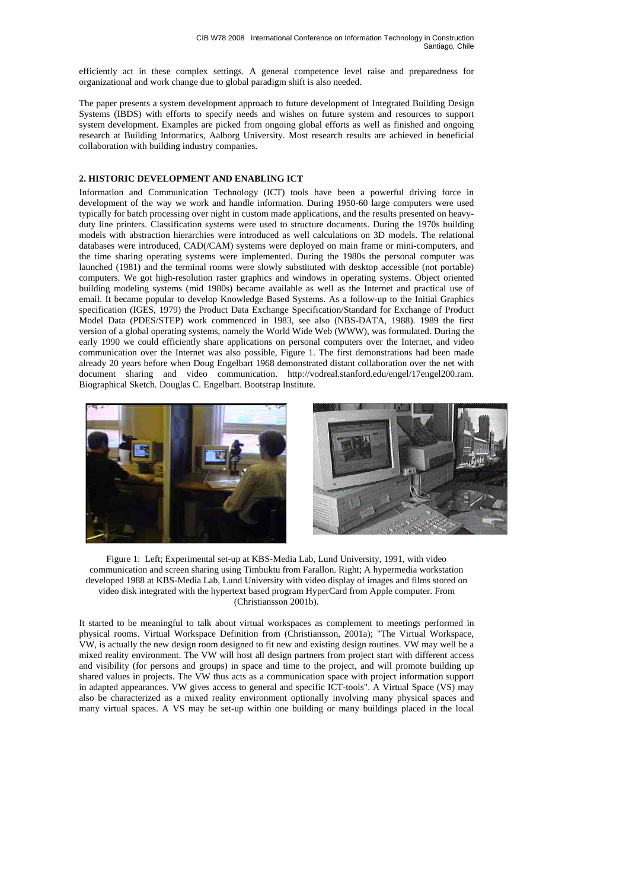efficiently act in these complex settings. A general competence level raise and preparedness for organizational and work change due to global paradigm shift is also needed.

The paper presents a system development approach to future development of Integrated Building Design Systems (IBDS) with efforts to specify needs and wishes on future system and resources to support system development. Examples are picked from ongoing global efforts as well as finished and ongoing research at Building Informatics, Aalborg University. Most research results are achieved in beneficial collaboration with building industry companies.

## 2. HISTORIC DEVELOPMENT AND ENABLING ICT

Information and Communication Technology (ICT) tools have been a powerful driving force in development of the way we work and handle information. During 1950-60 large computers were used typically for batch processing over night in custom made applications, and the results presented on heavy-duty line printers. Classification systems were used to structure documents. During the 1970s building models with abstraction hierarchies were introduced as well calculations on 3D models. The relational databases were introduced, CAD(/CAM) systems were deployed on main frame or mini-computers, and the time sharing operating systems were implemented. During the 1980s the personal computer was launched (1981) and the terminal rooms were slowly substituted with desktop accessible (not portable) computers. We got high-resolution raster graphics and windows in operating systems. Object oriented building modeling systems (mid 1980s) became available as well as the Internet and practical use of email. It became popular to develop Knowledge Based Systems. As a follow-up to the Initial Graphics specification (IGES, 1979) the Product Data Exchange Specification/Standard for Exchange of Product Model Data (PDES/STEP) work commenced in 1983, see also (NBS-DATA, 1988). 1989 the first version of a global operating systems, namely the World Wide Web (WWW), was formulated. During the early 1990 we could efficiently share applications on personal computers over the Internet, and video communication over the Internet was also possible, Figure 1. The first demonstrations had been made already 20 years before when Doug Engelbart 1968 demonstrated distant collaboration over the net with document sharing and video communication. http://vodreal.stanford.edu/engel/17engel200.ram. Biographical Sketch. Douglas C. Engelbart. Bootstrap Institute.

Figure 1: Left; Experimental set-up at KBS-Media Lab, Lund University, 1991, with video communication and screen sharing using Timbuktu from Farallon. Right; A hypermedia workstation developed 1988 at KBS-Media Lab, Lund University with video display of images and films stored on video disk integrated with the hypertext based program HyperCard from Apple computer. From (Christiansson 2001b).

It started to be meaningful to talk about virtual workspaces as complement to meetings performed in physical rooms. Virtual Workspace Definition from (Christiansson, 2001a); "The Virtual Workspace, VW, is actually the new design room designed to fit new and existing design routines. VW may well be a mixed reality environment. The VW will host all design partners from project start with different access and visibility (for persons and groups) in space and time to the project, and will promote building up shared values in projects. The VW thus acts as a communication space with project information support in adapted appearances. VW gives access to general and specific ICT-tools". A Virtual Space (VS) may also be characterized as a mixed reality environment optionally involving many physical spaces and many virtual spaces. A VS may be set-up within one building or many buildings placed in the local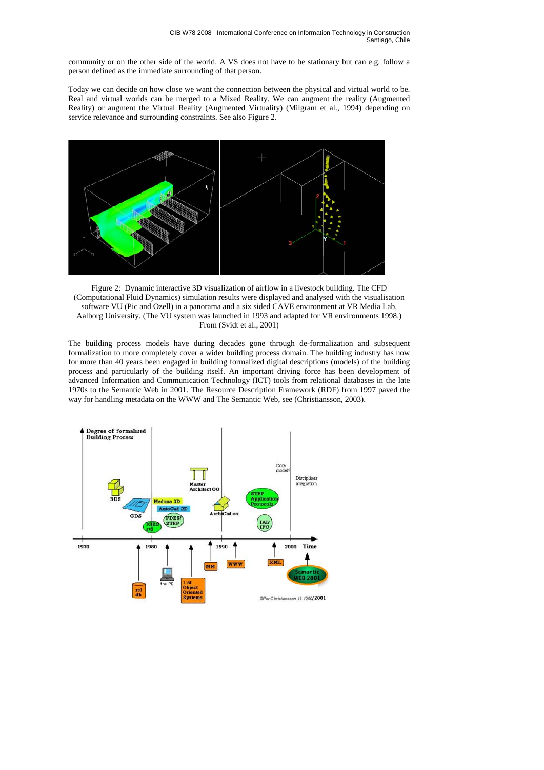community or on the other side of the world. A VS does not have to be stationary but can e.g. follow a person defined as the immediate surrounding of that person.

Today we can decide on how close we want the connection between the physical and virtual world to be. Real and virtual worlds can be merged to a Mixed Reality. We can augment the reality (Augmented Reality) or augment the Virtual Reality (Augmented Virtuality) (Milgram et al., 1994) depending on service relevance and surrounding constraints. See also Figure 2.

Figure 2: Dynamic interactive 3D visualization of airflow in a livestock building. The CFD (Computational Fluid Dynamics) simulation results were displayed and analysed with the visualisation software VU (Pic and Ozell) in a panorama and a six sided CAVE environment at VR Media Lab, Aalborg University. (The VU system was launched in 1993 and adapted for VR environments 1998.) From (Svidt et al., 2001)

The building process models have during decades gone through de-formalization and subsequent formalization to more completely cover a wider building process domain. The building industry has now for more than 40 years been engaged in building formalized digital descriptions (models) of the building process and particularly of the building itself. An important driving force has been development of advanced Information and Communication Technology (ICT) tools from relational databases in the late 1970s to the Semantic Web in 2001. The Resource Description Framework (RDF) from 1997 paved the way for handling metadata on the WWW and The Semantic Web, see (Christiansson, 2003).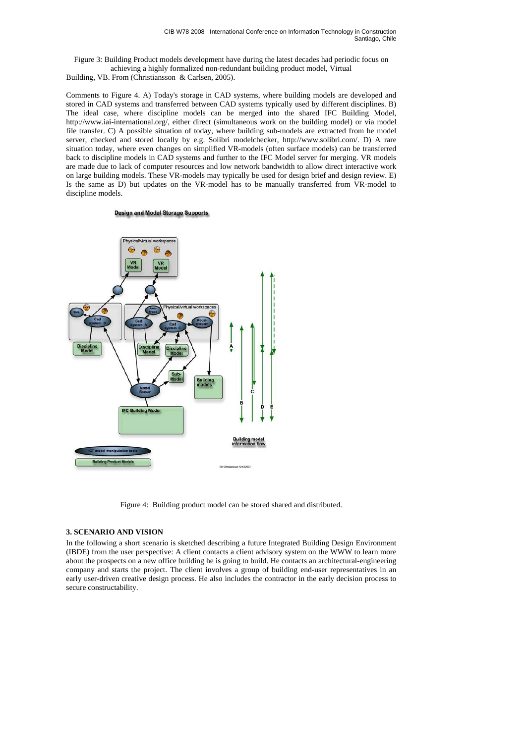Figure 3: Building Product models development have during the latest decades had periodic focus on achieving a highly formalized non-redundant building product model, Virtual Building, VB. From (Christiansson & Carlsen, 2005).

Comments to Figure 4. A) Today's storage in CAD systems, where building models are developed and stored in CAD systems and transferred between CAD systems typically used by different disciplines. B) The ideal case, where discipline models can be merged into the shared IFC Building Model, http://www.iai-international.org/, either direct (simultaneous work on the building model) or via model file transfer. C) A possible situation of today, where building sub-models are extracted from he model server, checked and stored locally by e.g. Solibri modelchecker, http://www.solibri.com/. D) A rare situation today, where even changes on simplified VR-models (often surface models) can be transferred back to discipline models in CAD systems and further to the IFC Model server for merging. VR models are made due to lack of computer resources and low network bandwidth to allow direct interactive work on large building models. These VR-models may typically be used for design brief and design review. E) Is the same as D) but updates on the VR-model has to be manually transferred from VR-model to discipline models.

Figure 4: Building product model can be stored shared and distributed.

## 3. SCENARIO AND VISION

In the following a short scenario is sketched describing a future Integrated Building Design Environment (IBDE) from the user perspective: A client contacts a client advisory system on the WWW to learn more about the prospects on a new office building he is going to build. He contacts an architectural-engineering company and starts the project. The client involves a group of building end-user representatives in an early user-driven creative design process. He also includes the contractor in the early decision process to secure constructability.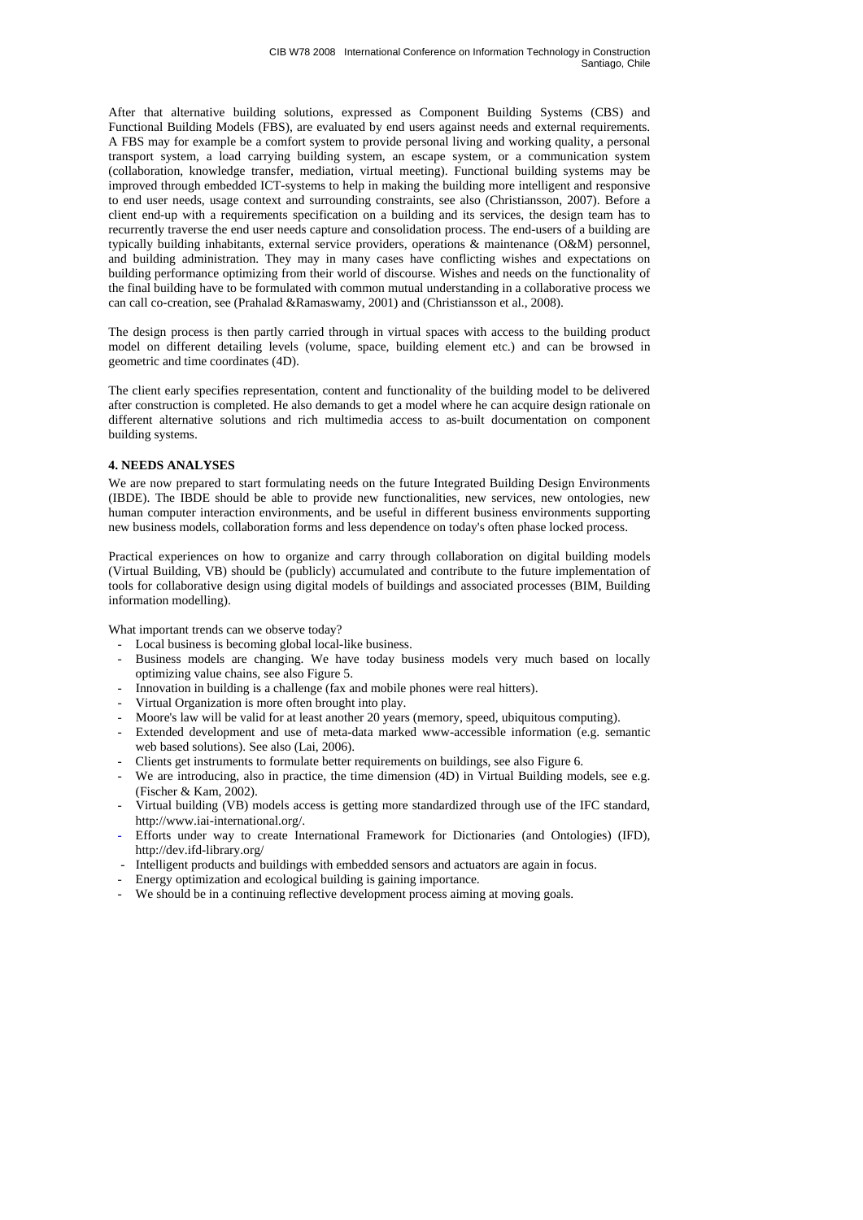After that alternative building solutions, expressed as Component Building Systems (CBS) and Functional Building Models (FBS), are evaluated by end users against needs and external requirements. A FBS may for example be a comfort system to provide personal living and working quality, a personal transport system, a load carrying building system, an escape system, or a communication system (collaboration, knowledge transfer, mediation, virtual meeting). Functional building systems may be improved through embedded ICT-systems to help in making the building more intelligent and responsive to end user needs, usage context and surrounding constraints, see also (Christiansson, 2007). Before a client end-up with a requirements specification on a building and its services, the design team has to recurrently traverse the end user needs capture and consolidation process. The end-users of a building are typically building inhabitants, external service providers, operations & maintenance (O&M) personnel, and building administration. They may in many cases have conflicting wishes and expectations on building performance optimizing from their world of discourse. Wishes and needs on the functionality of the final building have to be formulated with common mutual understanding in a collaborative process we can call co-creation, see (Prahalad &Ramaswamy, 2001) and (Christiansson et al., 2008).

The design process is then partly carried through in virtual spaces with access to the building product model on different detailing levels (volume, space, building element etc.) and can be browsed in geometric and time coordinates (4D).

The client early specifies representation, content and functionality of the building model to be delivered after construction is completed. He also demands to get a model where he can acquire design rationale on different alternative solutions and rich multimedia access to as-built documentation on component building systems.

## 4. NEEDS ANALYSES

We are now prepared to start formulating needs on the future Integrated Building Design Environments (IBDE). The IBDE should be able to provide new functionalities, new services, new ontologies, new human computer interaction environments, and be useful in different business environments supporting new business models, collaboration forms and less dependence on today's often phase locked process.

Practical experiences on how to organize and carry through collaboration on digital building models (Virtual Building, VB) should be (publicly) accumulated and contribute to the future implementation of tools for collaborative design using digital models of buildings and associated processes (BIM, Building information modelling).

What important trends can we observe today?

- Local business is becoming global local-like business.
- Business models are changing. We have today business models very much based on locally optimizing value chains, see also Figure 5.
- Innovation in building is a challenge (fax and mobile phones were real hitters).
- Virtual Organization is more often brought into play.
- Moore's law will be valid for at least another 20 years (memory, speed, ubiquitous computing).
- Extended development and use of meta-data marked www-accessible information (e.g. semantic web based solutions). See also (Lai, 2006).
- Clients get instruments to formulate better requirements on buildings, see also Figure 6.
- We are introducing, also in practice, the time dimension (4D) in Virtual Building models, see e.g. (Fischer & Kam, 2002).
- Virtual building (VB) models access is getting more standardized through use of the IFC standard, http://www.iai-international.org/.
- Efforts under way to create International Framework for Dictionaries (and Ontologies) (IFD), http://dev.ifd-library.org/
- Intelligent products and buildings with embedded sensors and actuators are again in focus.
- Energy optimization and ecological building is gaining importance.
- We should be in a continuing reflective development process aiming at moving goals.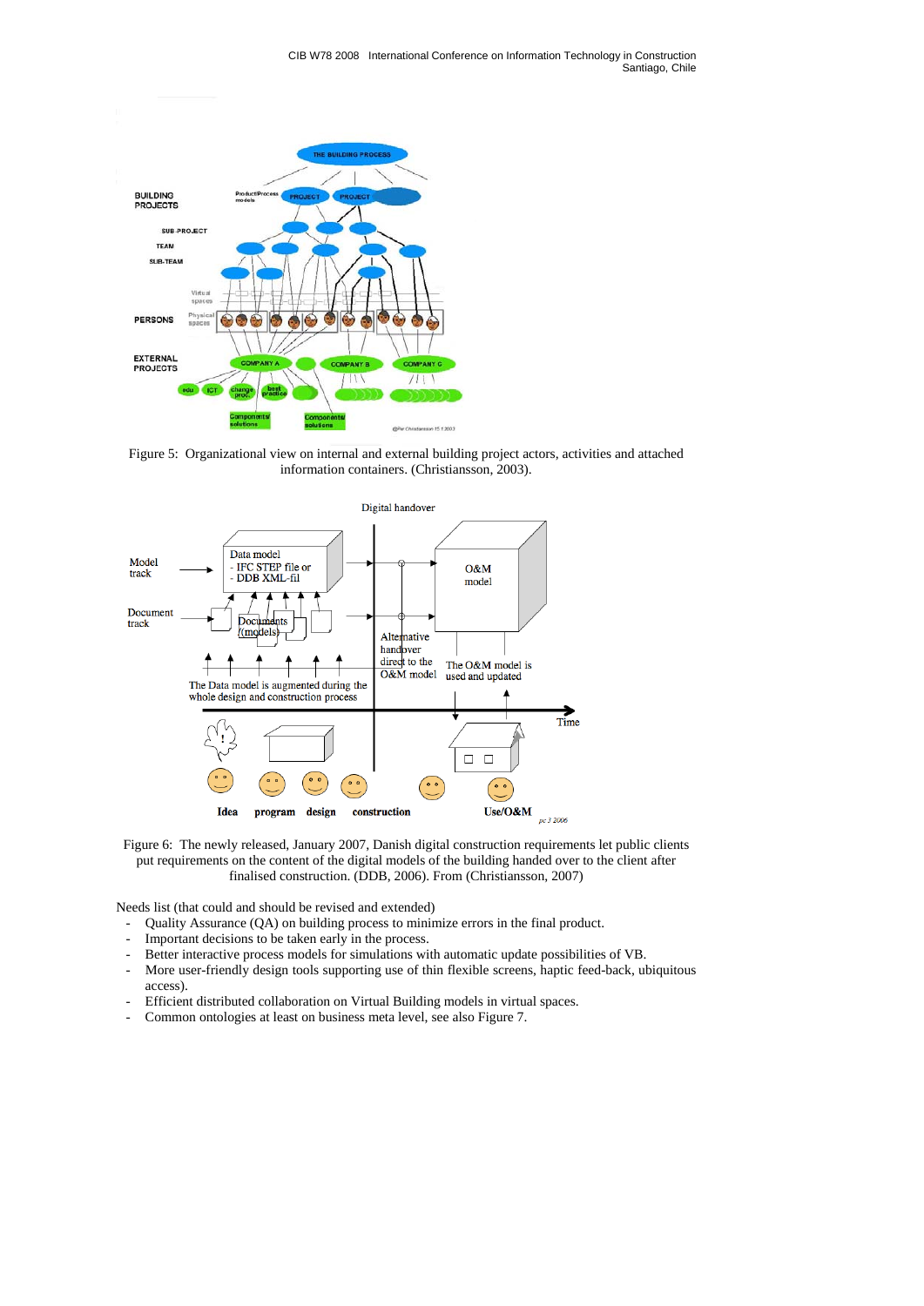Figure 5: Organizational view on internal and external building project actors, activities and attached information containers. (Christiansson, 2003).

Figure 6: The newly released, January 2007, Danish digital construction requirements let public clients put requirements on the content of the digital models of the building handed over to the client after finalised construction. (DDB, 2006). From (Christiansson, 2007)

Needs list (that could and should be revised and extended)

- Quality Assurance (QA) on building process to minimize errors in the final product.
- Important decisions to be taken early in the process.
- Better interactive process models for simulations with automatic update possibilities of VB.
- More user-friendly design tools supporting use of thin flexible screens, haptic feed-back, ubiquitous access).
- Efficient distributed collaboration on Virtual Building models in virtual spaces.
- Common ontologies at least on business meta level, see also Figure 7.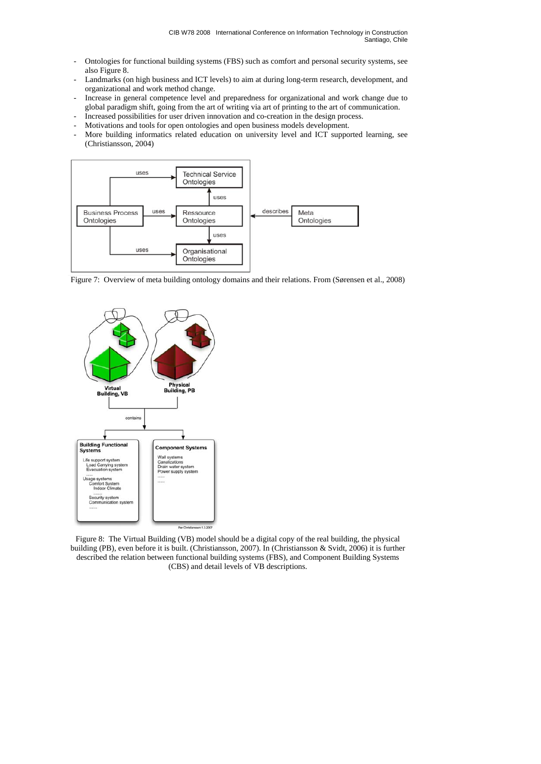- Ontologies for functional building systems (FBS) such as comfort and personal security systems, see also Figure 8.
- Landmarks (on high business and ICT levels) to aim at during long-term research, development, and organizational and work method change.
- Increase in general competence level and preparedness for organizational and work change due to global paradigm shift, going from the art of writing via art of printing to the art of communication.
- Increased possibilities for user driven innovation and co-creation in the design process.
- Motivations and tools for open ontologies and open business models development.
- More building informatics related education on university level and ICT supported learning, see (Christiansson, 2004)

Figure 7: Overview of meta building ontology domains and their relations. From (Sørensen et al., 2008)

Figure 8: The Virtual Building (VB) model should be a digital copy of the real building, the physical building (PB), even before it is built. (Christiansson, 2007). In (Christiansson & Svidt, 2006) it is further described the relation between functional building systems (FBS), and Component Building Systems (CBS) and detail levels of VB descriptions.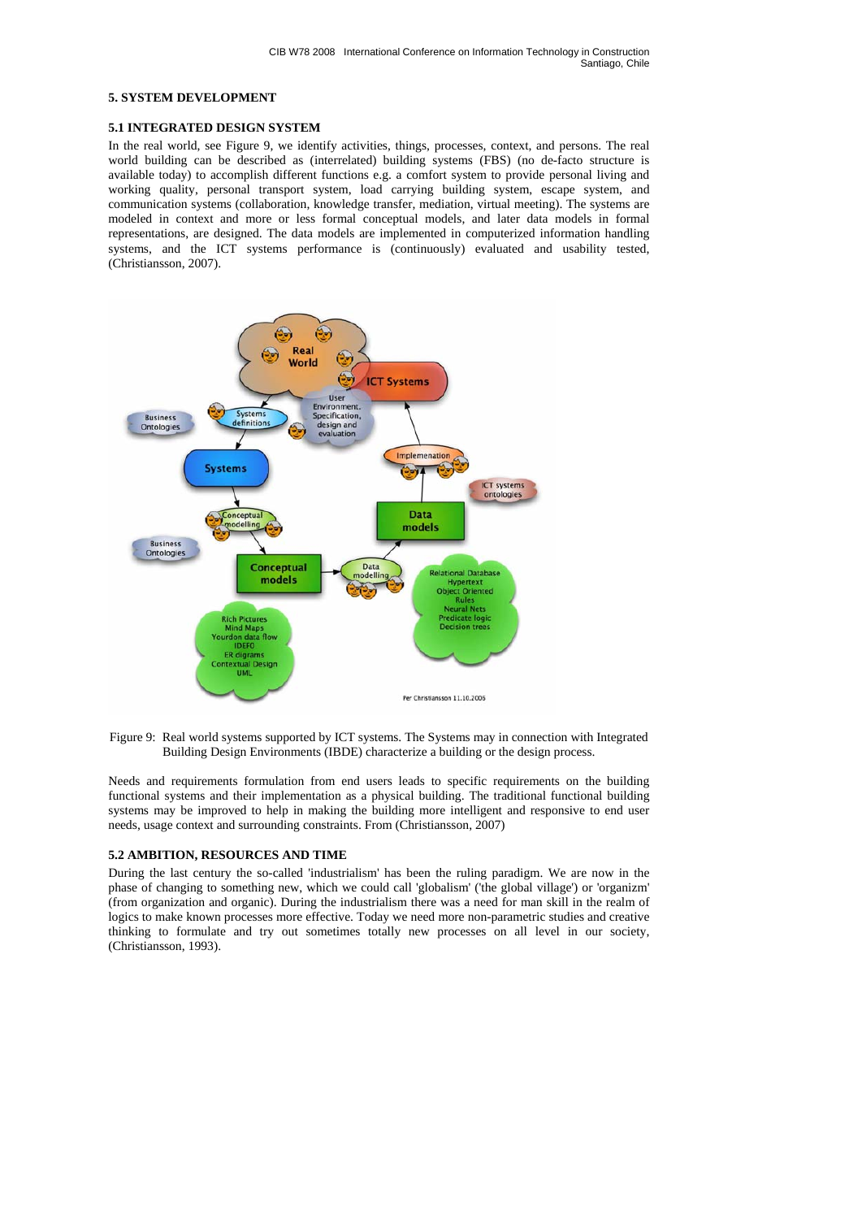## 5. SYSTEM DEVELOPMENT

### 5.1 INTEGRATED DESIGN SYSTEM

In the real world, see Figure 9, we identify activities, things, processes, context, and persons. The real world building can be described as (interrelated) building systems (FBS) (no de-facto structure is available today) to accomplish different functions e.g. a comfort system to provide personal living and working quality, personal transport system, load carrying building system, escape system, and communication systems (collaboration, knowledge transfer, mediation, virtual meeting). The systems are modeled in context and more or less formal conceptual models, and later data models in formal representations, are designed. The data models are implemented in computerized information handling systems, and the ICT systems performance is (continuously) evaluated and usability tested, (Christiansson, 2007).

Figure 9: Real world systems supported by ICT systems. The Systems may in connection with Integrated Building Design Environments (IBDE) characterize a building or the design process.

Needs and requirements formulation from end users leads to specific requirements on the building functional systems and their implementation as a physical building. The traditional functional building systems may be improved to help in making the building more intelligent and responsive to end user needs, usage context and surrounding constraints. From (Christiansson, 2007)

### 5.2 AMBITION, RESOURCES AND TIME

During the last century the so-called 'industrialism' has been the ruling paradigm. We are now in the phase of changing to something new, which we could call 'globalism' ('the global village') or 'organizm' (from organization and organic). During the industrialism there was a need for man skill in the realm of logics to make known processes more effective. Today we need more non-parametric studies and creative thinking to formulate and try out sometimes totally new processes on all level in our society, (Christiansson, 1993).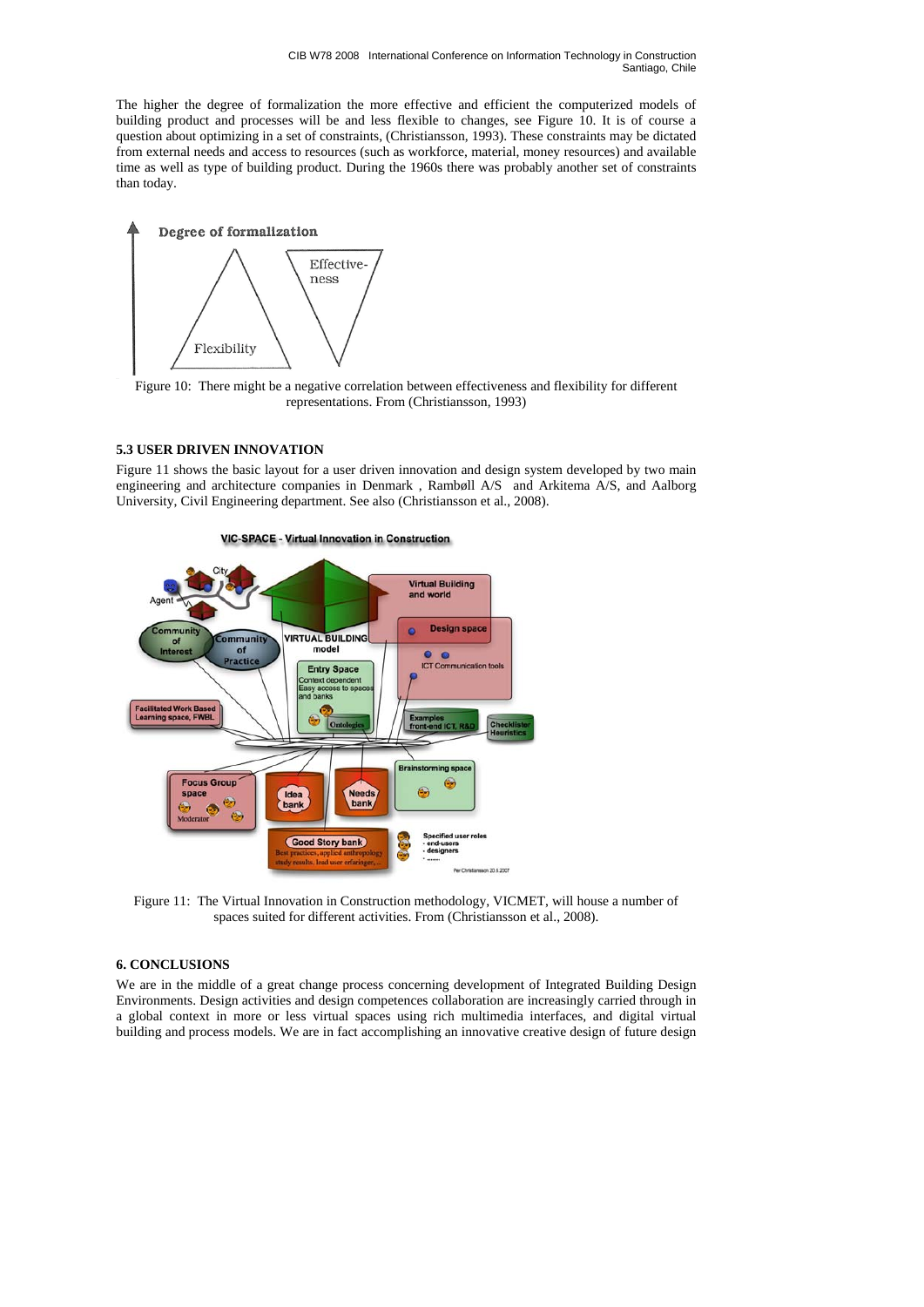The higher the degree of formalization the more effective and efficient the computerized models of building product and processes will be and less flexible to changes, see Figure 10. It is of course a question about optimizing in a set of constraints, (Christiansson, 1993). These constraints may be dictated from external needs and access to resources (such as workforce, material, money resources) and available time as well as type of building product. During the 1960s there was probably another set of constraints than today.

Figure 10: There might be a negative correlation between effectiveness and flexibility for different representations. From (Christiansson, 1993)

### 5.3 USER DRIVEN INNOVATION

Figure 11 shows the basic layout for a user driven innovation and design system developed by two main engineering and architecture companies in Denmark , Rambøll A/S and Arkitema A/S, and Aalborg University, Civil Engineering department. See also (Christiansson et al., 2008).

Figure 11: The Virtual Innovation in Construction methodology, VICMET, will house a number of spaces suited for different activities. From (Christiansson et al., 2008).

## 6. CONCLUSIONS

We are in the middle of a great change process concerning development of Integrated Building Design Environments. Design activities and design competences collaboration are increasingly carried through in a global context in more or less virtual spaces using rich multimedia interfaces, and digital virtual building and process models. We are in fact accomplishing an innovative creative design of future design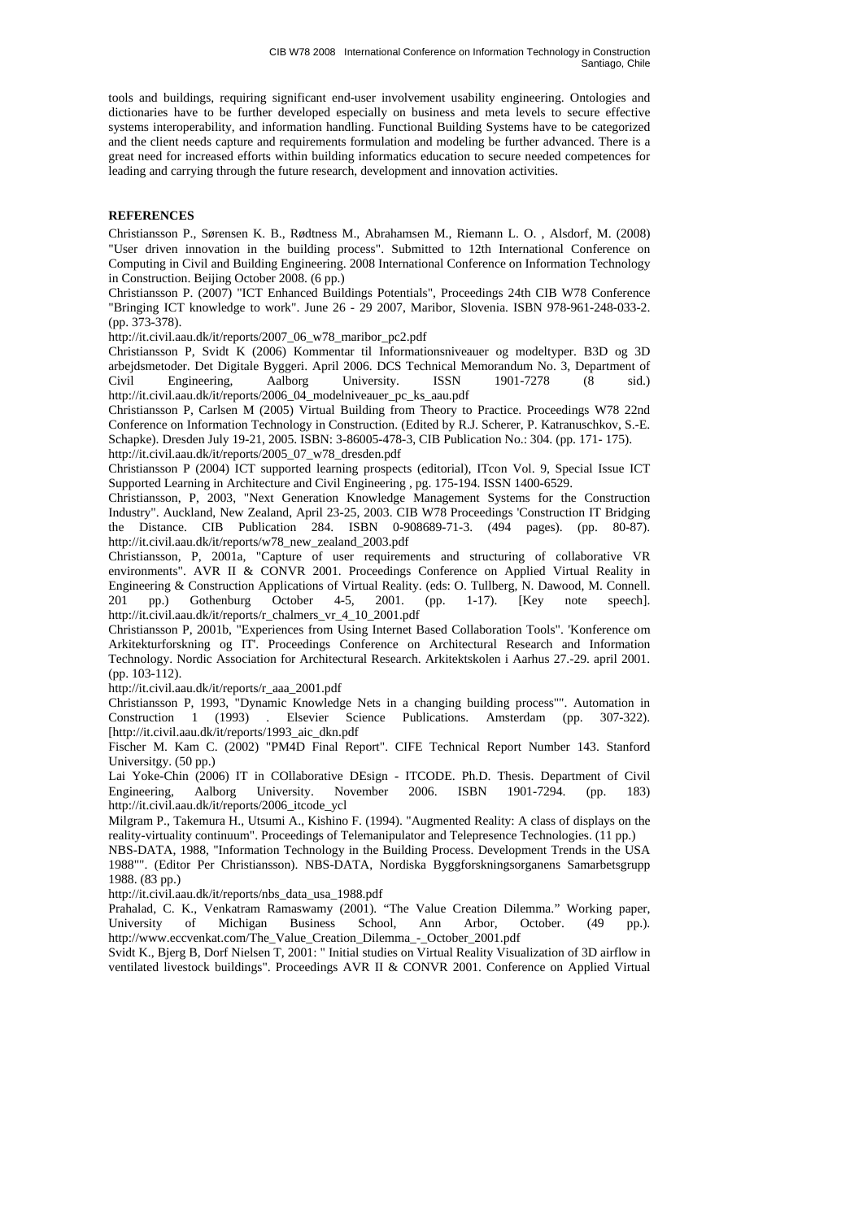tools and buildings, requiring significant end-user involvement usability engineering. Ontologies and dictionaries have to be further developed especially on business and meta levels to secure effective systems interoperability, and information handling. Functional Building Systems have to be categorized and the client needs capture and requirements formulation and modeling be further advanced. There is a great need for increased efforts within building informatics education to secure needed competences for leading and carrying through the future research, development and innovation activities.

## REFERENCES

Christiansson P., Sørensen K. B., Rødtness M., Abrahamsen M., Riemann L. O. , Alsdorf, M. (2008) "User driven innovation in the building process". Submitted to 12th International Conference on Computing in Civil and Building Engineering. 2008 International Conference on Information Technology in Construction. Beijing October 2008. (6 pp.)

Christiansson P. (2007) "ICT Enhanced Buildings Potentials", Proceedings 24th CIB W78 Conference "Bringing ICT knowledge to work". June 26 - 29 2007, Maribor, Slovenia. ISBN 978-961-248-033-2. (pp. 373-378).
http://it.civil.aau.dk/it/reports/2007_06_w78_maribor_pc2.pdf

Christiansson P, Svidt K (2006) Kommentar til Informationsniveauer og modeltyper. B3D og 3D arbejdsmetoder. Det Digitale Byggeri. April 2006. DCS Technical Memorandum No. 3, Department of Civil Engineering, Aalborg University. ISSN 1901-7278 (8 sid.) http://it.civil.aau.dk/it/reports/2006_04_modelniveauer_pc_ks_aau.pdf

Christiansson P, Carlsen M (2005) Virtual Building from Theory to Practice. Proceedings W78 22nd Conference on Information Technology in Construction. (Edited by R.J. Scherer, P. Katranuschkov, S.-E. Schapke). Dresden July 19-21, 2005. ISBN: 3-86005-478-3, CIB Publication No.: 304. (pp. 171- 175).
http://it.civil.aau.dk/it/reports/2005_07_w78_dresden.pdf

Christiansson P (2004) ICT supported learning prospects (editorial), ITcon Vol. 9, Special Issue ICT Supported Learning in Architecture and Civil Engineering , pg. 175-194. ISSN 1400-6529.

Christiansson, P, 2003, "Next Generation Knowledge Management Systems for the Construction Industry". Auckland, New Zealand, April 23-25, 2003. CIB W78 Proceedings 'Construction IT Bridging the Distance. CIB Publication 284. ISBN 0-908689-71-3. (494 pages). (pp. 80-87). http://it.civil.aau.dk/it/reports/w78_new_zealand_2003.pdf

Christiansson, P, 2001a, "Capture of user requirements and structuring of collaborative VR environments". AVR II & CONVR 2001. Proceedings Conference on Applied Virtual Reality in Engineering & Construction Applications of Virtual Reality. (eds: O. Tullberg, N. Dawood, M. Connell. 201 pp.) Gothenburg October 4-5, 2001. (pp. 1-17). [Key note speech]. http://it.civil.aau.dk/it/reports/r_chalmers_vr_4_10_2001.pdf

Christiansson P, 2001b, "Experiences from Using Internet Based Collaboration Tools". 'Konference om Arkitekturforskning og IT'. Proceedings Conference on Architectural Research and Information Technology. Nordic Association for Architectural Research. Arkitektskolen i Aarhus 27.-29. april 2001. (pp. 103-112).
http://it.civil.aau.dk/it/reports/r_aaa_2001.pdf

Christiansson P, 1993, "Dynamic Knowledge Nets in a changing building process"". Automation in Construction 1 (1993) . Elsevier Science Publications. Amsterdam (pp. 307-322). [http://it.civil.aau.dk/it/reports/1993_aic_dkn.pdf

Fischer M. Kam C. (2002) "PM4D Final Report". CIFE Technical Report Number 143. Stanford Universitgy. (50 pp.)

Lai Yoke-Chin (2006) IT in COllaborative DEsign - ITCODE. Ph.D. Thesis. Department of Civil Engineering, Aalborg University. November 2006. ISBN 1901-7294. (pp. 183) http://it.civil.aau.dk/it/reports/2006_itcode_ycl

Milgram P., Takemura H., Utsumi A., Kishino F. (1994). "Augmented Reality: A class of displays on the reality-virtuality continuum". Proceedings of Telemanipulator and Telepresence Technologies. (11 pp.)

NBS-DATA, 1988, "Information Technology in the Building Process. Development Trends in the USA 1988"". (Editor Per Christiansson). NBS-DATA, Nordiska Byggforskningsorganens Samarbetsgrupp 1988. (83 pp.)
http://it.civil.aau.dk/it/reports/nbs_data_usa_1988.pdf

Prahalad, C. K., Venkatram Ramaswamy (2001). "The Value Creation Dilemma." Working paper, University of Michigan Business School, Ann Arbor, October. (49 pp.). http://www.eccvenkat.com/The_Value_Creation_Dilemma_-_October_2001.pdf

Svidt K., Bjerg B, Dorf Nielsen T, 2001: " Initial studies on Virtual Reality Visualization of 3D airflow in ventilated livestock buildings". Proceedings AVR II & CONVR 2001. Conference on Applied Virtual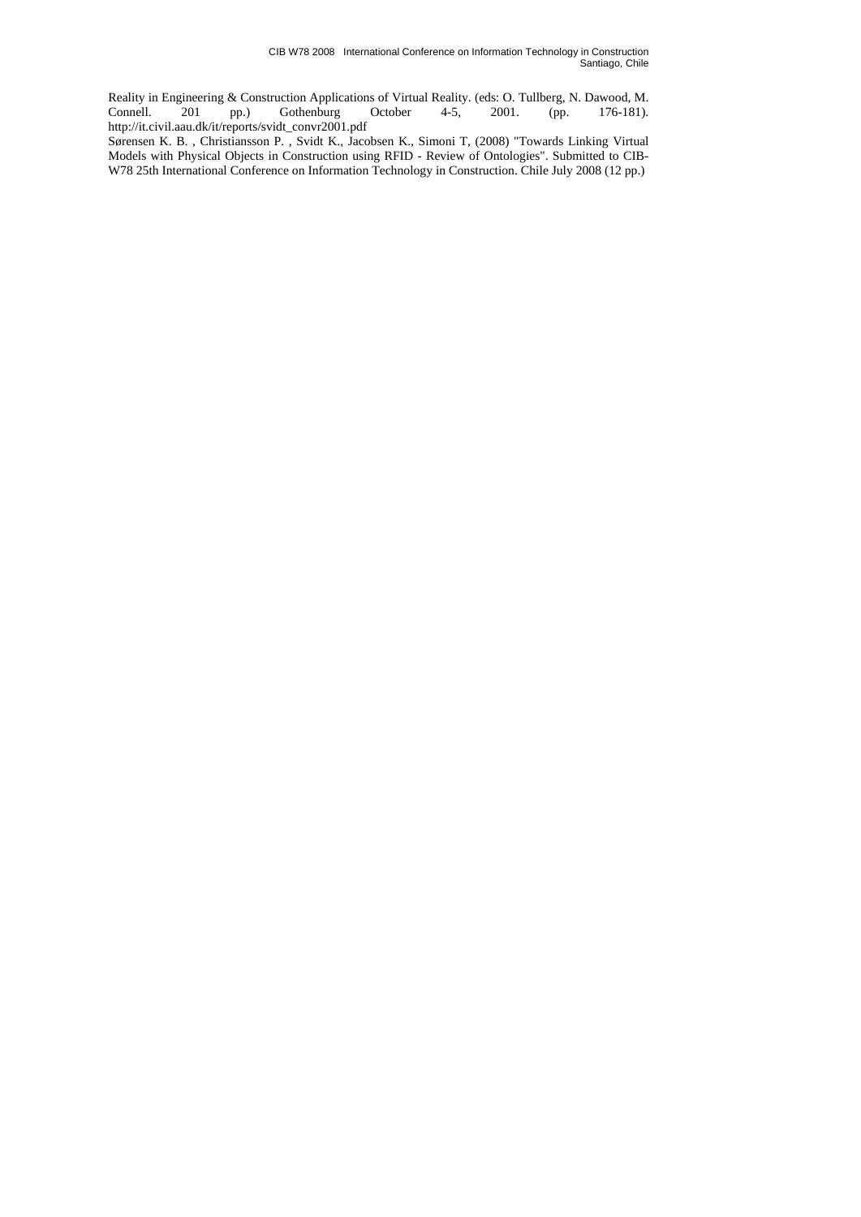Reality in Engineering & Construction Applications of Virtual Reality. (eds: O. Tullberg, N. Dawood, M. Connell. 201 pp.) Gothenburg October 4-5, 2001. (pp. 176-181). http://it.civil.aau.dk/it/reports/svidt_convr2001.pdf

Sørensen K. B. , Christiansson P. , Svidt K., Jacobsen K., Simoni T, (2008) "Towards Linking Virtual Models with Physical Objects in Construction using RFID - Review of Ontologies". Submitted to CIB-W78 25th International Conference on Information Technology in Construction. Chile July 2008 (12 pp.)